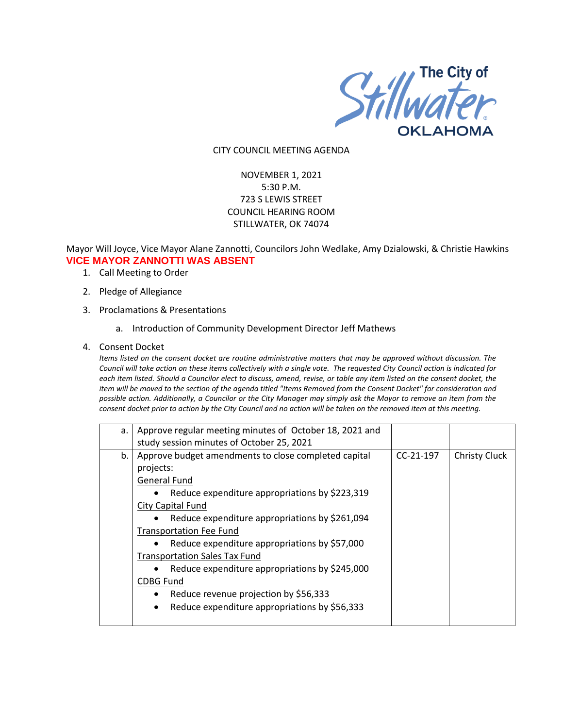The City of Stillwater OKLAHOMA

CITY COUNCIL MEETING AGENDA

NOVEMBER 1, 2021
5:30 P.M.
723 S LEWIS STREET
COUNCIL HEARING ROOM
STILLWATER, OK 74074

Mayor Will Joyce, Vice Mayor Alane Zannotti, Councilors John Wedlake, Amy Dzialowski, & Christie Hawkins

**VICE MAYOR ZANNOTTI WAS ABSENT**

1. Call Meeting to Order
2. Pledge of Allegiance
3. Proclamations & Presentations
   a. Introduction of Community Development Director Jeff Mathews
4. Consent Docket

   *Items listed on the consent docket are routine administrative matters that may be approved without discussion. The Council will take action on these items collectively with a single vote. The requested City Council action is indicated for each item listed. Should a Councilor elect to discuss, amend, revise, or table any item listed on the consent docket, the item will be moved to the section of the agenda titled "Items Removed from the Consent Docket" for consideration and possible action. Additionally, a Councilor or the City Manager may simply ask the Mayor to remove an item from the consent docket prior to action by the City Council and no action will be taken on the removed item at this meeting.*

| | | | |
|---|---|---|---|
| a. | Approve regular meeting minutes of October 18, 2021 and study session minutes of October 25, 2021 | | |
| b. | Approve budget amendments to close completed capital projects:<br>General Fund<br>• Reduce expenditure appropriations by $223,319<br>City Capital Fund<br>• Reduce expenditure appropriations by $261,094<br>Transportation Fee Fund<br>• Reduce expenditure appropriations by $57,000<br>Transportation Sales Tax Fund<br>• Reduce expenditure appropriations by $245,000<br>CDBG Fund<br>• Reduce revenue projection by $56,333<br>• Reduce expenditure appropriations by $56,333 | CC-21-197 | Christy Cluck |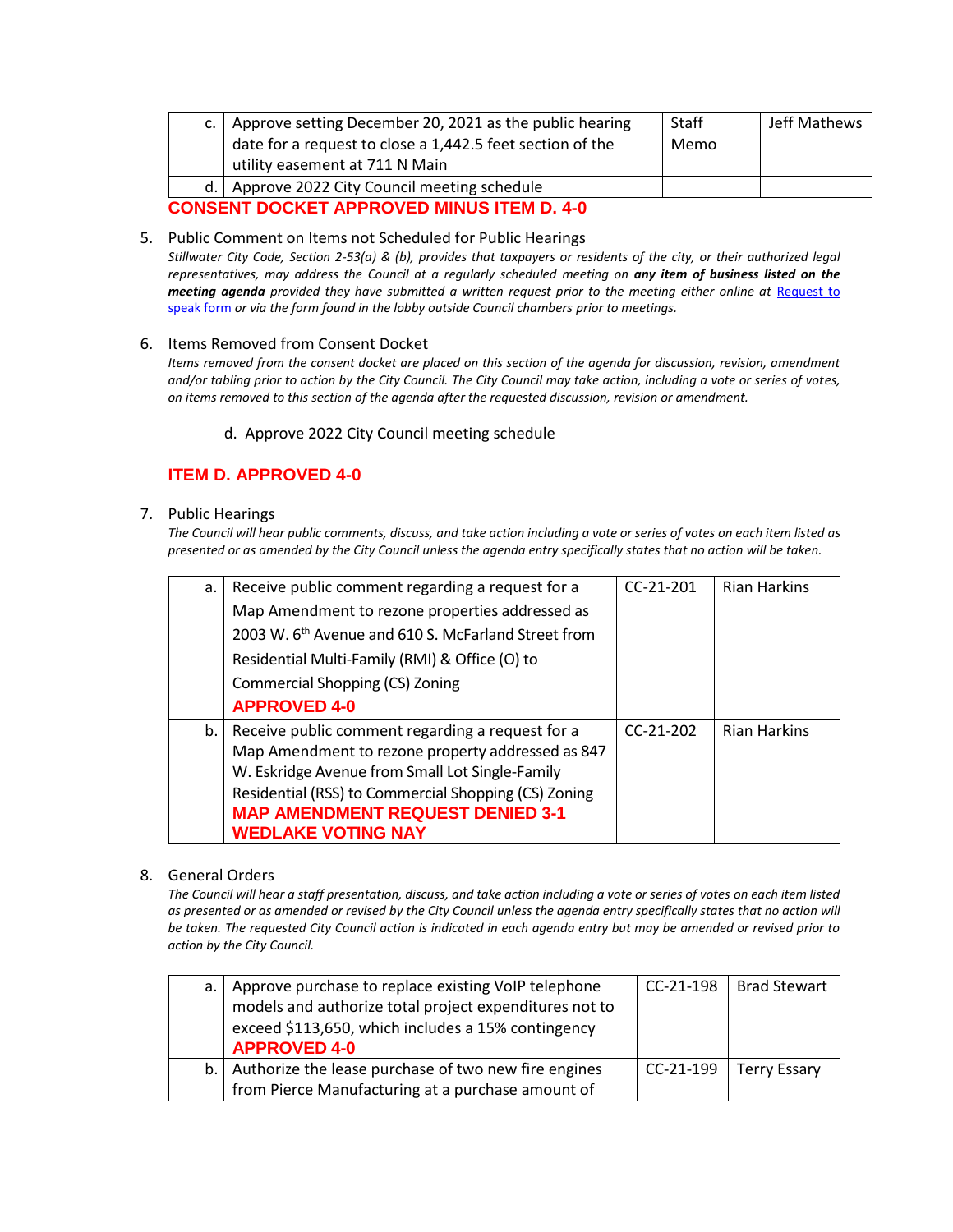| | | | |
|---|---|---|---|
| c. | Approve setting December 20, 2021 as the public hearing date for a request to close a 1,442.5 feet section of the utility easement at 711 N Main | Staff Memo | Jeff Mathews |
| d. | Approve 2022 City Council meeting schedule | | |

**CONSENT DOCKET APPROVED MINUS ITEM D. 4-0**

5. Public Comment on Items not Scheduled for Public Hearings

   *Stillwater City Code, Section 2-53(a) & (b), provides that taxpayers or residents of the city, or their authorized legal representatives, may address the Council at a regularly scheduled meeting on **any item of business listed on the meeting agenda** provided they have submitted a written request prior to the meeting either online at [Request to speak form]() or via the form found in the lobby outside Council chambers prior to meetings.*

6. Items Removed from Consent Docket

   *Items removed from the consent docket are placed on this section of the agenda for discussion, revision, amendment and/or tabling prior to action by the City Council. The City Council may take action, including a vote or series of votes, on items removed to this section of the agenda after the requested discussion, revision or amendment.*

   d. Approve 2022 City Council meeting schedule

   **ITEM D. APPROVED 4-0**

7. Public Hearings

   *The Council will hear public comments, discuss, and take action including a vote or series of votes on each item listed as presented or as amended by the City Council unless the agenda entry specifically states that no action will be taken.*

| | | | |
|---|---|---|---|
| a. | Receive public comment regarding a request for a Map Amendment to rezone properties addressed as 2003 W. 6th Avenue and 610 S. McFarland Street from Residential Multi-Family (RMI) & Office (O) to Commercial Shopping (CS) Zoning **APPROVED 4-0** | CC-21-201 | Rian Harkins |
| b. | Receive public comment regarding a request for a Map Amendment to rezone property addressed as 847 W. Eskridge Avenue from Small Lot Single-Family Residential (RSS) to Commercial Shopping (CS) Zoning **MAP AMENDMENT REQUEST DENIED 3-1 WEDLAKE VOTING NAY** | CC-21-202 | Rian Harkins |

8. General Orders

   *The Council will hear a staff presentation, discuss, and take action including a vote or series of votes on each item listed as presented or as amended or revised by the City Council unless the agenda entry specifically states that no action will be taken. The requested City Council action is indicated in each agenda entry but may be amended or revised prior to action by the City Council.*

| | | | |
|---|---|---|---|
| a. | Approve purchase to replace existing VoIP telephone models and authorize total project expenditures not to exceed $113,650, which includes a 15% contingency **APPROVED 4-0** | CC-21-198 | Brad Stewart |
| b. | Authorize the lease purchase of two new fire engines from Pierce Manufacturing at a purchase amount of | CC-21-199 | Terry Essary |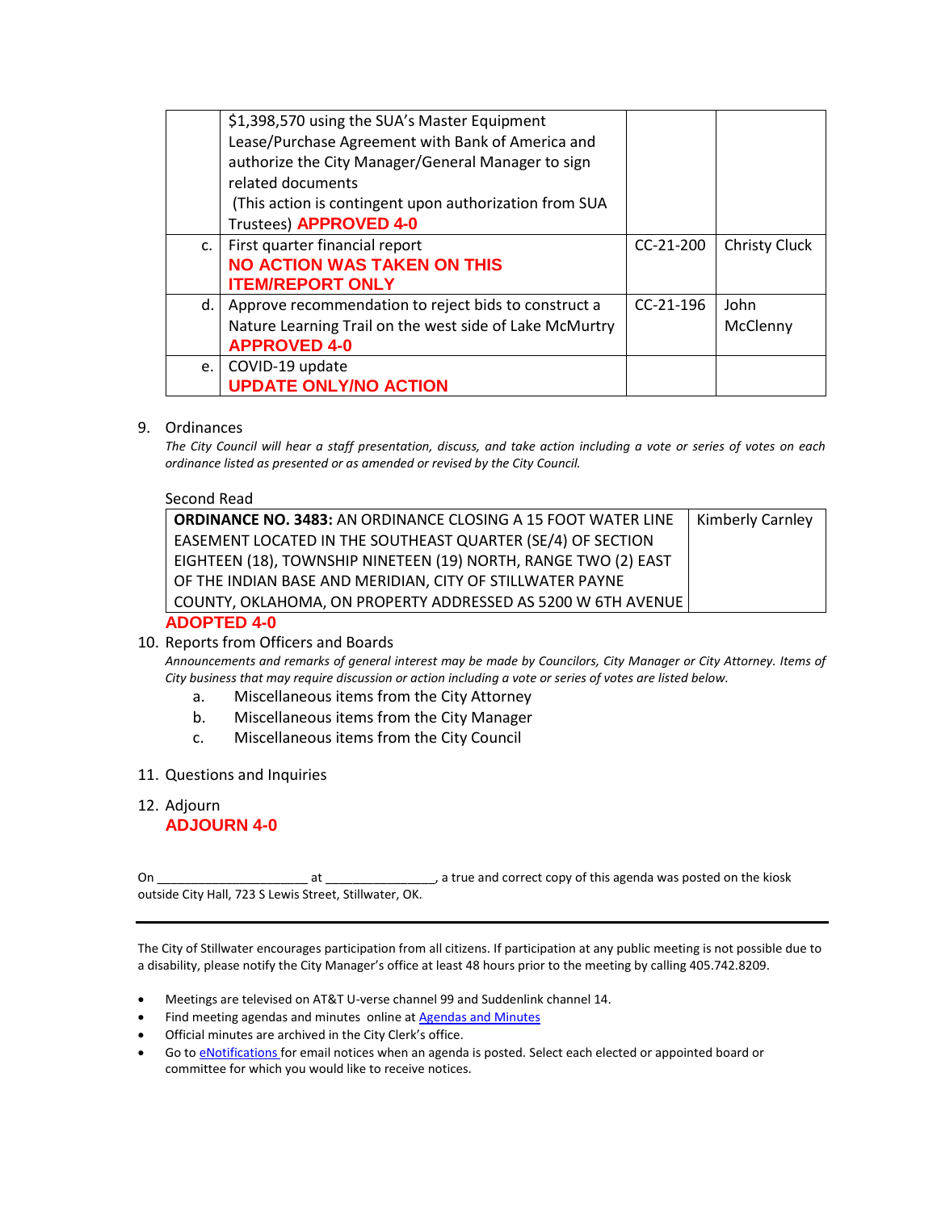| | | | |
|---|---|---|---|
| | $1,398,570 using the SUA's Master Equipment Lease/Purchase Agreement with Bank of America and authorize the City Manager/General Manager to sign related documents (This action is contingent upon authorization from SUA Trustees) **APPROVED 4-0** | | |
| c. | First quarter financial report **NO ACTION WAS TAKEN ON THIS ITEM/REPORT ONLY** | CC-21-200 | Christy Cluck |
| d. | Approve recommendation to reject bids to construct a Nature Learning Trail on the west side of Lake McMurtry **APPROVED 4-0** | CC-21-196 | John McClenny |
| e. | COVID-19 update **UPDATE ONLY/NO ACTION** | | |

9. Ordinances

*The City Council will hear a staff presentation, discuss, and take action including a vote or series of votes on each ordinance listed as presented or as amended or revised by the City Council.*

Second Read

| | |
|---|---|
| **ORDINANCE NO. 3483:** AN ORDINANCE CLOSING A 15 FOOT WATER LINE EASEMENT LOCATED IN THE SOUTHEAST QUARTER (SE/4) OF SECTION EIGHTEEN (18), TOWNSHIP NINETEEN (19) NORTH, RANGE TWO (2) EAST OF THE INDIAN BASE AND MERIDIAN, CITY OF STILLWATER PAYNE COUNTY, OKLAHOMA, ON PROPERTY ADDRESSED AS 5200 W 6TH AVENUE | Kimberly Carnley |

**ADOPTED 4-0**

10. Reports from Officers and Boards

*Announcements and remarks of general interest may be made by Councilors, City Manager or City Attorney. Items of City business that may require discussion or action including a vote or series of votes are listed below.*

   a. Miscellaneous items from the City Attorney
   b. Miscellaneous items from the City Manager
   c. Miscellaneous items from the City Council

11. Questions and Inquiries

12. Adjourn

**ADJOURN 4-0**

On ______________________ at ________________, a true and correct copy of this agenda was posted on the kiosk outside City Hall, 723 S Lewis Street, Stillwater, OK.

---

The City of Stillwater encourages participation from all citizens. If participation at any public meeting is not possible due to a disability, please notify the City Manager's office at least 48 hours prior to the meeting by calling 405.742.8209.

- Meetings are televised on AT&T U-verse channel 99 and Suddenlink channel 14.
- Find meeting agendas and minutes online at Agendas and Minutes
- Official minutes are archived in the City Clerk's office.
- Go to eNotifications for email notices when an agenda is posted. Select each elected or appointed board or committee for which you would like to receive notices.